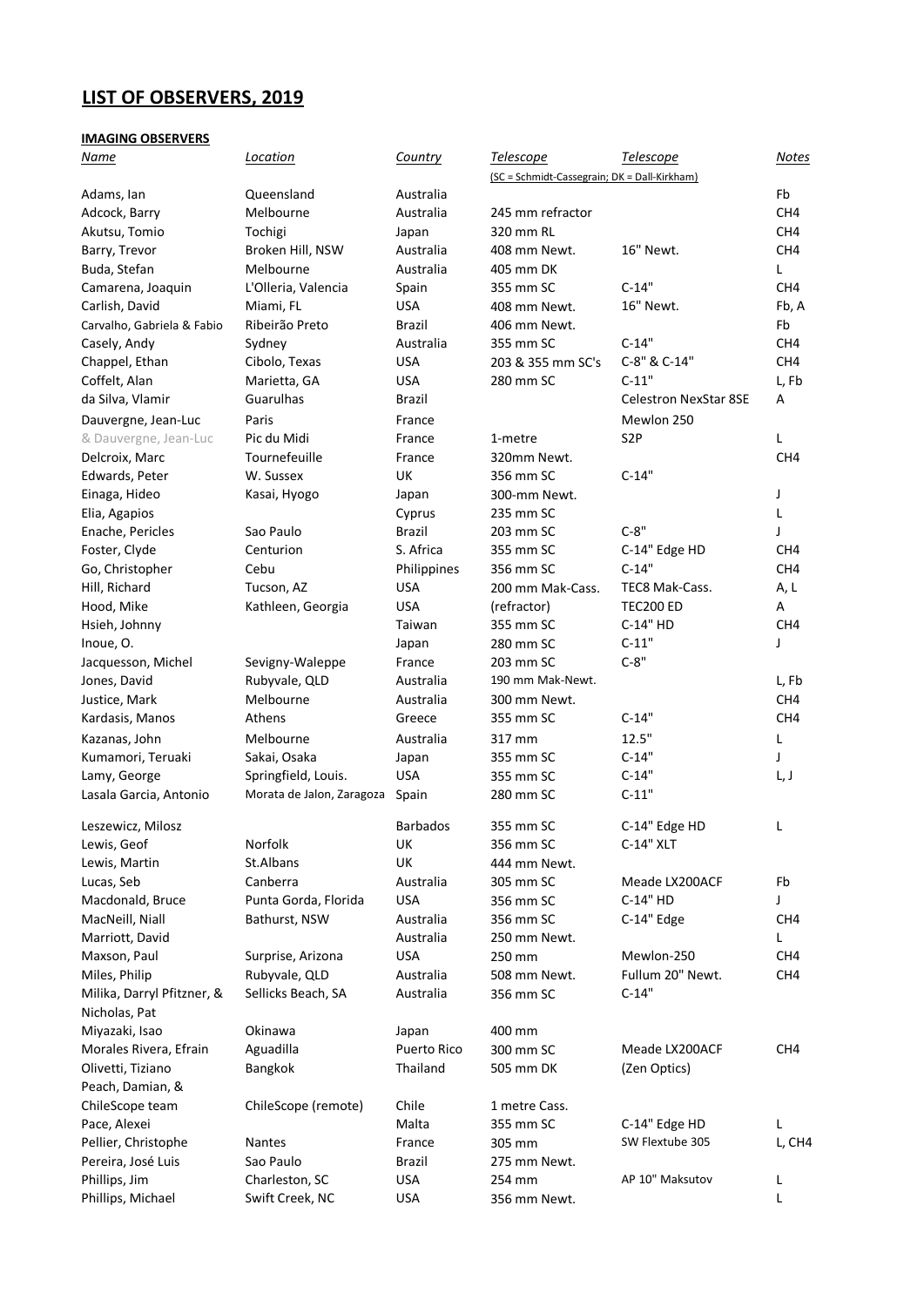# LIST OF OBSERVERS, 2019

## IMAGING OBSERVERS

| Name | Location | Country | Telescope | Telescope | Notes |
|---|---|---|---|---|---|
| | | | (SC = Schmidt-Cassegrain; DK = Dall-Kirkham) | | |
| Adams, Ian | Queensland | Australia | | | Fb |
| Adcock, Barry | Melbourne | Australia | 245 mm refractor | | CH4 |
| Akutsu, Tomio | Tochigi | Japan | 320 mm RL | | CH4 |
| Barry, Trevor | Broken Hill, NSW | Australia | 408 mm Newt. | 16" Newt. | CH4 |
| Buda, Stefan | Melbourne | Australia | 405 mm DK | | L |
| Camarena, Joaquin | L'Olleria, Valencia | Spain | 355 mm SC | C-14" | CH4 |
| Carlish, David | Miami, FL | USA | 408 mm Newt. | 16" Newt. | Fb, A |
| Carvalho, Gabriela & Fabio | Ribeirão Preto | Brazil | 406 mm Newt. | | Fb |
| Casely, Andy | Sydney | Australia | 355 mm SC | C-14" | CH4 |
| Chappel, Ethan | Cibolo, Texas | USA | 203 & 355 mm SC's | C-8" & C-14" | CH4 |
| Coffelt, Alan | Marietta, GA | USA | 280 mm SC | C-11" | L, Fb |
| da Silva, Vlamir | Guarulhas | Brazil | | Celestron NexStar 8SE | A |
| Dauvergne, Jean-Luc | Paris | France | | Mewlon 250 | |
| & Dauvergne, Jean-Luc | Pic du Midi | France | 1-metre | S2P | L |
| Delcroix, Marc | Tournefeuille | France | 320mm Newt. | | CH4 |
| Edwards, Peter | W. Sussex | UK | 356 mm SC | C-14" | |
| Einaga, Hideo | Kasai, Hyogo | Japan | 300-mm Newt. | | J |
| Elia, Agapios | | Cyprus | 235 mm SC | | L |
| Enache, Pericles | Sao Paulo | Brazil | 203 mm SC | C-8" | J |
| Foster, Clyde | Centurion | S. Africa | 355 mm SC | C-14" Edge HD | CH4 |
| Go, Christopher | Cebu | Philippines | 356 mm SC | C-14" | CH4 |
| Hill, Richard | Tucson, AZ | USA | 200 mm Mak-Cass. | TEC8 Mak-Cass. | A, L |
| Hood, Mike | Kathleen, Georgia | USA | (refractor) | TEC200 ED | A |
| Hsieh, Johnny | | Taiwan | 355 mm SC | C-14" HD | CH4 |
| Inoue, O. | | Japan | 280 mm SC | C-11" | J |
| Jacquesson, Michel | Sevigny-Waleppe | France | 203 mm SC | C-8" | |
| Jones, David | Rubyvale, QLD | Australia | 190 mm Mak-Newt. | | L, Fb |
| Justice, Mark | Melbourne | Australia | 300 mm Newt. | | CH4 |
| Kardasis, Manos | Athens | Greece | 355 mm SC | C-14" | CH4 |
| Kazanas, John | Melbourne | Australia | 317 mm | 12.5" | L |
| Kumamori, Teruaki | Sakai, Osaka | Japan | 355 mm SC | C-14" | J |
| Lamy, George | Springfield, Louis. | USA | 355 mm SC | C-14" | L, J |
| Lasala Garcia, Antonio | Morata de Jalon, Zaragoza | Spain | 280 mm SC | C-11" | |
| Leszewicz, Milosz | | Barbados | 355 mm SC | C-14" Edge HD | L |
| Lewis, Geof | Norfolk | UK | 356 mm SC | C-14" XLT | |
| Lewis, Martin | St.Albans | UK | 444 mm Newt. | | |
| Lucas, Seb | Canberra | Australia | 305 mm SC | Meade LX200ACF | Fb |
| Macdonald, Bruce | Punta Gorda, Florida | USA | 356 mm SC | C-14" HD | J |
| MacNeill, Niall | Bathurst, NSW | Australia | 356 mm SC | C-14" Edge | CH4 |
| Marriott, David | | Australia | 250 mm Newt. | | L |
| Maxson, Paul | Surprise, Arizona | USA | 250 mm | Mewlon-250 | CH4 |
| Miles, Philip | Rubyvale, QLD | Australia | 508 mm Newt. | Fullum 20" Newt. | CH4 |
| Milika, Darryl Pfitzner, & Nicholas, Pat | Sellicks Beach, SA | Australia | 356 mm SC | C-14" | |
| Miyazaki, Isao | Okinawa | Japan | 400 mm | | |
| Morales Rivera, Efrain | Aguadilla | Puerto Rico | 300 mm SC | Meade LX200ACF | CH4 |
| Olivetti, Tiziano | Bangkok | Thailand | 505 mm DK | (Zen Optics) | |
| Peach, Damian, & ChileScope team | ChileScope (remote) | Chile | 1 metre Cass. | | |
| Pace, Alexei | | Malta | 355 mm SC | C-14" Edge HD | L |
| Pellier, Christophe | Nantes | France | 305 mm | SW Flextube 305 | L, CH4 |
| Pereira, José Luis | Sao Paulo | Brazil | 275 mm Newt. | | |
| Phillips, Jim | Charleston, SC | USA | 254 mm | AP 10" Maksutov | L |
| Phillips, Michael | Swift Creek, NC | USA | 356 mm Newt. | | L |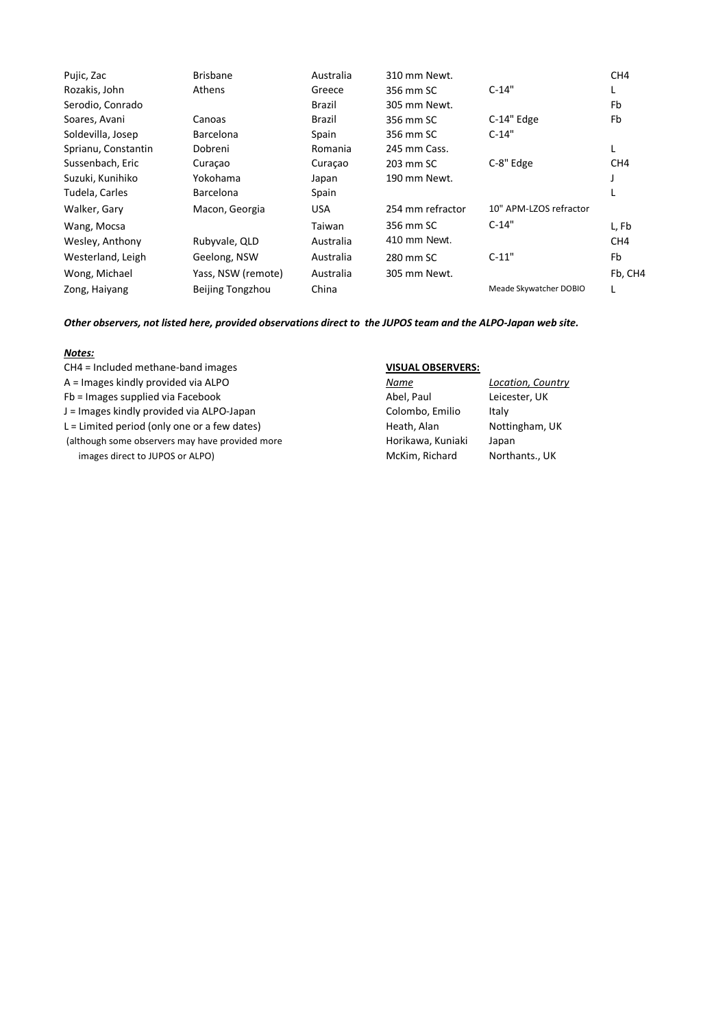| | | | | | |
|---|---|---|---|---|---|
| Pujic, Zac | Brisbane | Australia | 310 mm Newt. | | CH4 |
| Rozakis, John | Athens | Greece | 356 mm SC | C-14" | L |
| Serodio, Conrado | | Brazil | 305 mm Newt. | | Fb |
| Soares, Avani | Canoas | Brazil | 356 mm SC | C-14" Edge | Fb |
| Soldevilla, Josep | Barcelona | Spain | 356 mm SC | C-14" | |
| Sprianu, Constantin | Dobreni | Romania | 245 mm Cass. | | L |
| Sussenbach, Eric | Curaçao | Curaçao | 203 mm SC | C-8" Edge | CH4 |
| Suzuki, Kunihiko | Yokohama | Japan | 190 mm Newt. | | J |
| Tudela, Carles | Barcelona | Spain | | | L |
| Walker, Gary | Macon, Georgia | USA | 254 mm refractor | 10" APM-LZOS refractor | |
| Wang, Mocsa | | Taiwan | 356 mm SC | C-14" | L, Fb |
| Wesley, Anthony | Rubyvale, QLD | Australia | 410 mm Newt. | | CH4 |
| Westerland, Leigh | Geelong, NSW | Australia | 280 mm SC | C-11" | Fb |
| Wong, Michael | Yass, NSW (remote) | Australia | 305 mm Newt. | | Fb, CH4 |
| Zong, Haiyang | Beijing Tongzhou | China | | Meade Skywatcher DOBIO | L |

***Other observers, not listed here, provided observations direct to the JUPOS team and the ALPO-Japan web site.***

***Notes:***

CH4 = Included methane-band images
A = Images kindly provided via ALPO
Fb = Images supplied via Facebook
J = Images kindly provided via ALPO-Japan
L = Limited period (only one or a few dates)
(although some observers may have provided more images direct to JUPOS or ALPO)

**VISUAL OBSERVERS:**

| *Name* | *Location, Country* |
|---|---|
| Abel, Paul | Leicester, UK |
| Colombo, Emilio | Italy |
| Heath, Alan | Nottingham, UK |
| Horikawa, Kuniaki | Japan |
| McKim, Richard | Northants., UK |